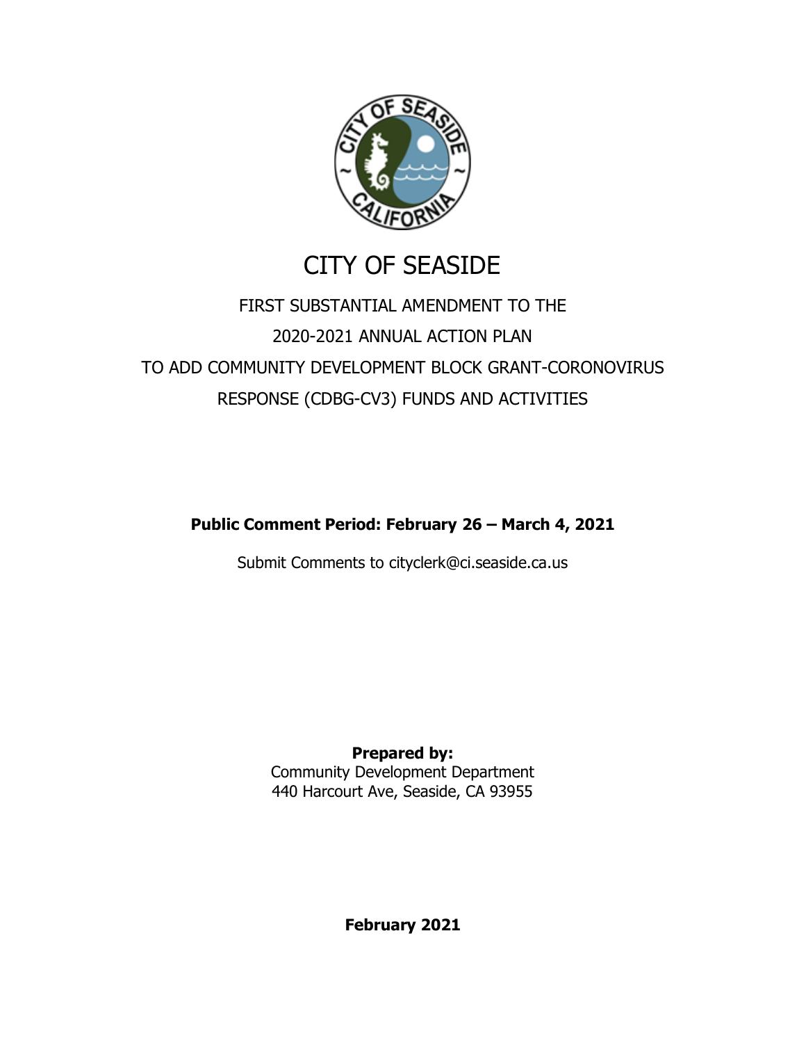# CITY OF SEASIDE

## FIRST SUBSTANTIAL AMENDMENT TO THE 2020-2021 ANNUAL ACTION PLAN TO ADD COMMUNITY DEVELOPMENT BLOCK GRANT-CORONOVIRUS RESPONSE (CDBG-CV3) FUNDS AND ACTIVITIES

**Public Comment Period: February 26 – March 4, 2021**

Submit Comments to cityclerk@ci.seaside.ca.us

**Prepared by:**
Community Development Department
440 Harcourt Ave, Seaside, CA 93955

**February 2021**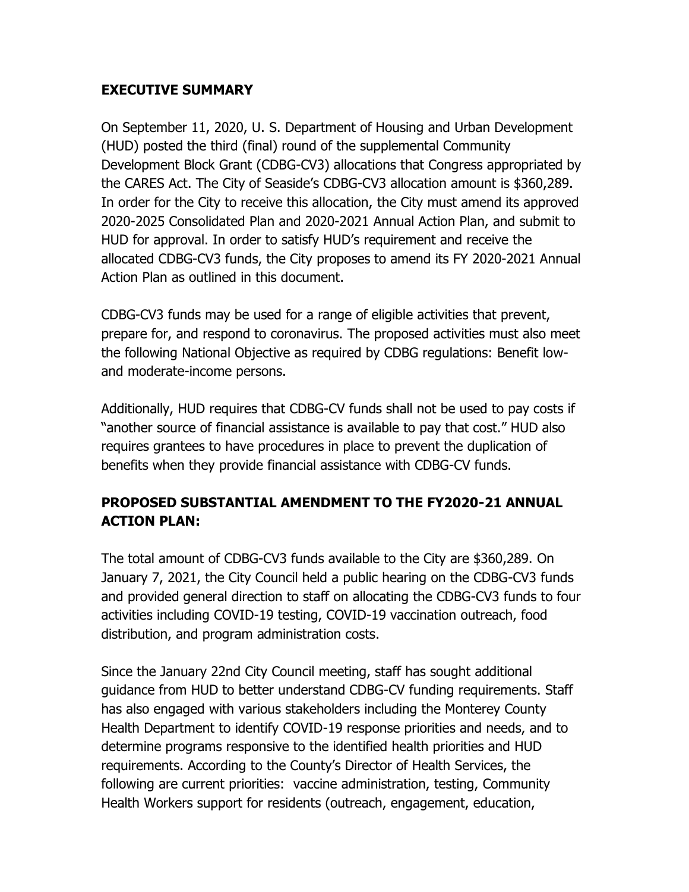## EXECUTIVE SUMMARY

On September 11, 2020, U. S. Department of Housing and Urban Development (HUD) posted the third (final) round of the supplemental Community Development Block Grant (CDBG-CV3) allocations that Congress appropriated by the CARES Act. The City of Seaside's CDBG-CV3 allocation amount is $360,289. In order for the City to receive this allocation, the City must amend its approved 2020-2025 Consolidated Plan and 2020-2021 Annual Action Plan, and submit to HUD for approval. In order to satisfy HUD's requirement and receive the allocated CDBG-CV3 funds, the City proposes to amend its FY 2020-2021 Annual Action Plan as outlined in this document.

CDBG-CV3 funds may be used for a range of eligible activities that prevent, prepare for, and respond to coronavirus. The proposed activities must also meet the following National Objective as required by CDBG regulations: Benefit low- and moderate-income persons.

Additionally, HUD requires that CDBG-CV funds shall not be used to pay costs if "another source of financial assistance is available to pay that cost." HUD also requires grantees to have procedures in place to prevent the duplication of benefits when they provide financial assistance with CDBG-CV funds.

## PROPOSED SUBSTANTIAL AMENDMENT TO THE FY2020-21 ANNUAL ACTION PLAN:

The total amount of CDBG-CV3 funds available to the City are $360,289. On January 7, 2021, the City Council held a public hearing on the CDBG-CV3 funds and provided general direction to staff on allocating the CDBG-CV3 funds to four activities including COVID-19 testing, COVID-19 vaccination outreach, food distribution, and program administration costs.

Since the January 22nd City Council meeting, staff has sought additional guidance from HUD to better understand CDBG-CV funding requirements. Staff has also engaged with various stakeholders including the Monterey County Health Department to identify COVID-19 response priorities and needs, and to determine programs responsive to the identified health priorities and HUD requirements. According to the County's Director of Health Services, the following are current priorities: vaccine administration, testing, Community Health Workers support for residents (outreach, engagement, education,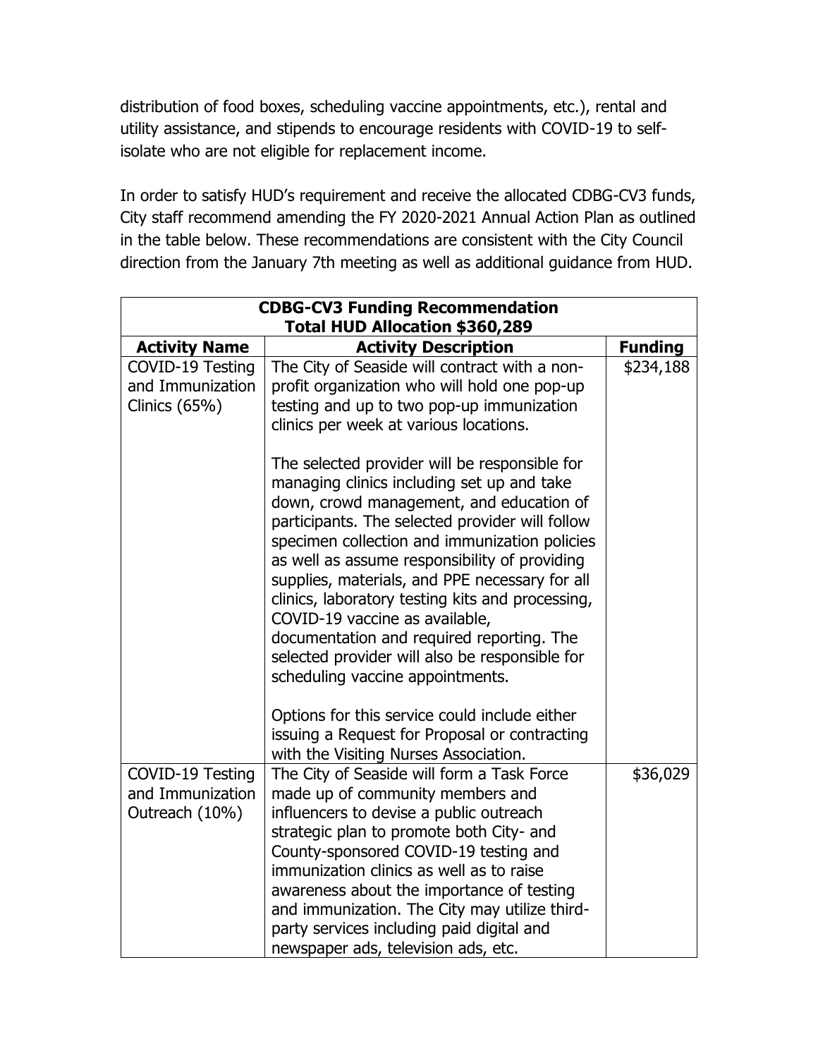distribution of food boxes, scheduling vaccine appointments, etc.), rental and utility assistance, and stipends to encourage residents with COVID-19 to self-isolate who are not eligible for replacement income.

In order to satisfy HUD's requirement and receive the allocated CDBG-CV3 funds, City staff recommend amending the FY 2020-2021 Annual Action Plan as outlined in the table below. These recommendations are consistent with the City Council direction from the January 7th meeting as well as additional guidance from HUD.

| **CDBG-CV3 Funding Recommendation<br>Total HUD Allocation $360,289** | | |
|---|---|---|
| **Activity Name** | **Activity Description** | **Funding** |
| COVID-19 Testing and Immunization Clinics (65%) | The City of Seaside will contract with a non-profit organization who will hold one pop-up testing and up to two pop-up immunization clinics per week at various locations.<br><br>The selected provider will be responsible for managing clinics including set up and take down, crowd management, and education of participants. The selected provider will follow specimen collection and immunization policies as well as assume responsibility of providing supplies, materials, and PPE necessary for all clinics, laboratory testing kits and processing, COVID-19 vaccine as available, documentation and required reporting. The selected provider will also be responsible for scheduling vaccine appointments.<br><br>Options for this service could include either issuing a Request for Proposal or contracting with the Visiting Nurses Association. | $234,188 |
| COVID-19 Testing and Immunization Outreach (10%) | The City of Seaside will form a Task Force made up of community members and influencers to devise a public outreach strategic plan to promote both City- and County-sponsored COVID-19 testing and immunization clinics as well as to raise awareness about the importance of testing and immunization. The City may utilize third-party services including paid digital and newspaper ads, television ads, etc. | $36,029 |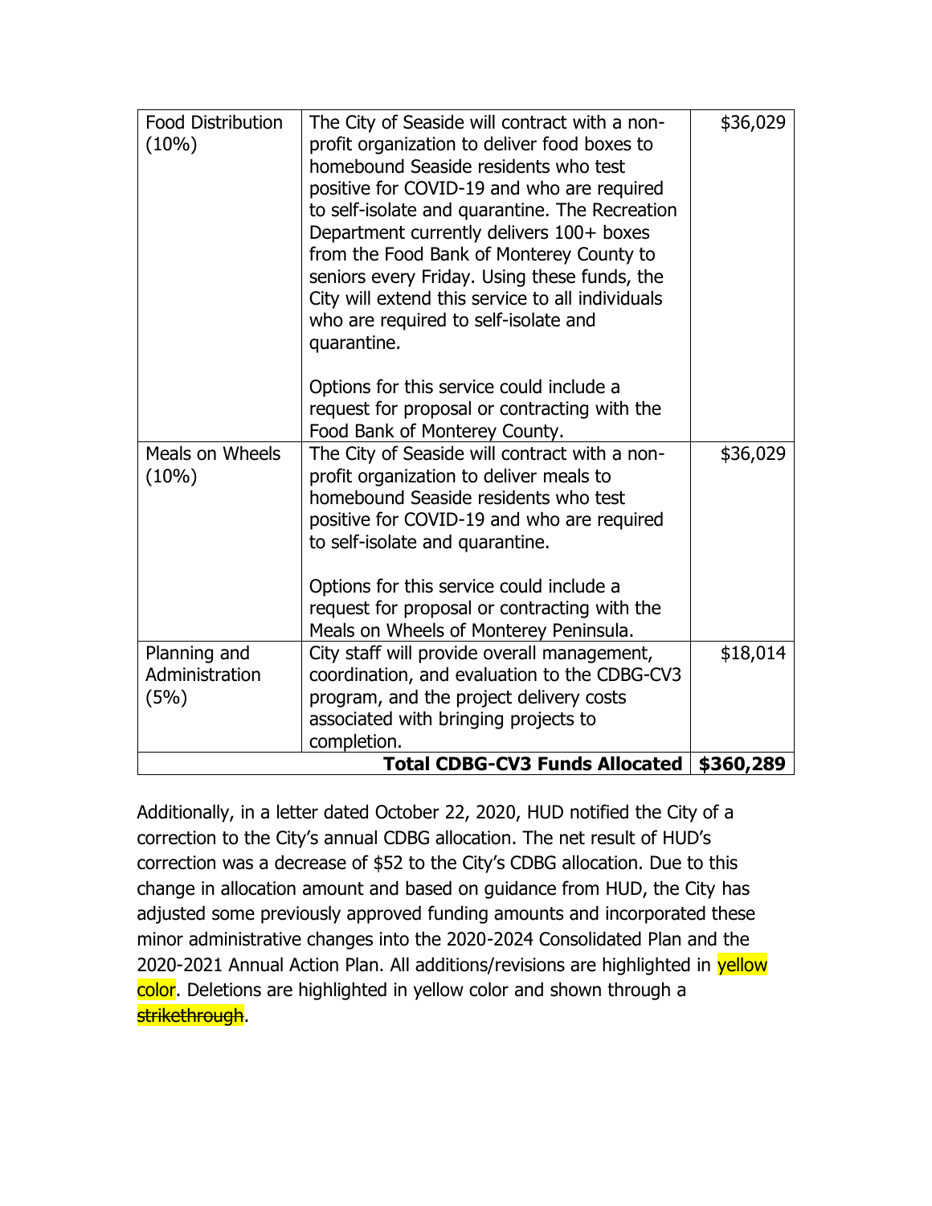| | | |
|---|---|---|
| Food Distribution (10%) | The City of Seaside will contract with a non-profit organization to deliver food boxes to homebound Seaside residents who test positive for COVID-19 and who are required to self-isolate and quarantine. The Recreation Department currently delivers 100+ boxes from the Food Bank of Monterey County to seniors every Friday. Using these funds, the City will extend this service to all individuals who are required to self-isolate and quarantine.<br><br>Options for this service could include a request for proposal or contracting with the Food Bank of Monterey County. | $36,029 |
| Meals on Wheels (10%) | The City of Seaside will contract with a non-profit organization to deliver meals to homebound Seaside residents who test positive for COVID-19 and who are required to self-isolate and quarantine.<br><br>Options for this service could include a request for proposal or contracting with the Meals on Wheels of Monterey Peninsula. | $36,029 |
| Planning and Administration (5%) | City staff will provide overall management, coordination, and evaluation to the CDBG-CV3 program, and the project delivery costs associated with bringing projects to completion. | $18,014 |
| | **Total CDBG-CV3 Funds Allocated** | **$360,289** |

Additionally, in a letter dated October 22, 2020, HUD notified the City of a correction to the City's annual CDBG allocation. The net result of HUD's correction was a decrease of $52 to the City's CDBG allocation. Due to this change in allocation amount and based on guidance from HUD, the City has adjusted some previously approved funding amounts and incorporated these minor administrative changes into the 2020-2024 Consolidated Plan and the 2020-2021 Annual Action Plan. All additions/revisions are highlighted in yellow color. Deletions are highlighted in yellow color and shown through a ~~strikethrough~~.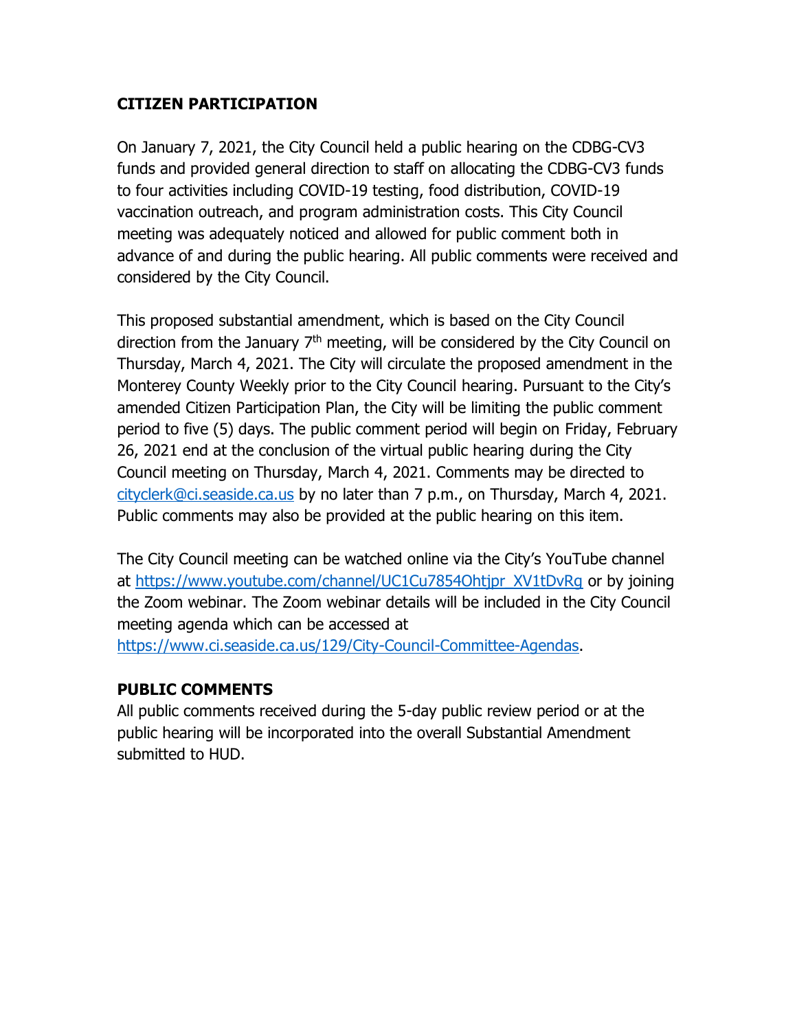## CITIZEN PARTICIPATION

On January 7, 2021, the City Council held a public hearing on the CDBG-CV3 funds and provided general direction to staff on allocating the CDBG-CV3 funds to four activities including COVID-19 testing, food distribution, COVID-19 vaccination outreach, and program administration costs. This City Council meeting was adequately noticed and allowed for public comment both in advance of and during the public hearing. All public comments were received and considered by the City Council.

This proposed substantial amendment, which is based on the City Council direction from the January 7th meeting, will be considered by the City Council on Thursday, March 4, 2021. The City will circulate the proposed amendment in the Monterey County Weekly prior to the City Council hearing. Pursuant to the City's amended Citizen Participation Plan, the City will be limiting the public comment period to five (5) days. The public comment period will begin on Friday, February 26, 2021 end at the conclusion of the virtual public hearing during the City Council meeting on Thursday, March 4, 2021. Comments may be directed to cityclerk@ci.seaside.ca.us by no later than 7 p.m., on Thursday, March 4, 2021. Public comments may also be provided at the public hearing on this item.

The City Council meeting can be watched online via the City's YouTube channel at https://www.youtube.com/channel/UC1Cu7854Ohtjpr_XV1tDvRg or by joining the Zoom webinar. The Zoom webinar details will be included in the City Council meeting agenda which can be accessed at https://www.ci.seaside.ca.us/129/City-Council-Committee-Agendas.

## PUBLIC COMMENTS

All public comments received during the 5-day public review period or at the public hearing will be incorporated into the overall Substantial Amendment submitted to HUD.